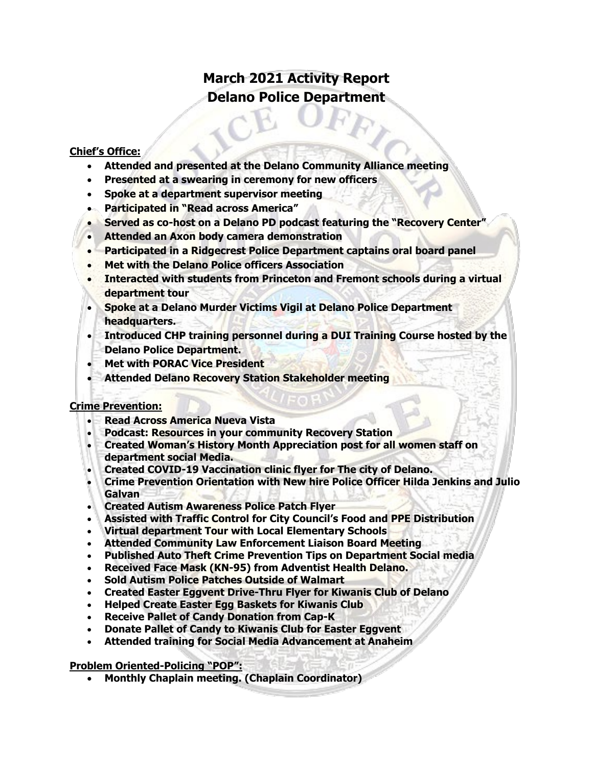# March 2021 Activity Report
# Delano Police Department

**Chief's Office:**

- **Attended and presented at the Delano Community Alliance meeting**
- **Presented at a swearing in ceremony for new officers**
- **Spoke at a department supervisor meeting**
- **Participated in "Read across America"**
- **Served as co-host on a Delano PD podcast featuring the "Recovery Center"**
- **Attended an Axon body camera demonstration**
- **Participated in a Ridgecrest Police Department captains oral board panel**
- **Met with the Delano Police officers Association**
- **Interacted with students from Princeton and Fremont schools during a virtual department tour**
- **Spoke at a Delano Murder Victims Vigil at Delano Police Department headquarters.**
- **Introduced CHP training personnel during a DUI Training Course hosted by the Delano Police Department.**
- **Met with PORAC Vice President**
- **Attended Delano Recovery Station Stakeholder meeting**

**Crime Prevention:**

- **Read Across America Nueva Vista**
- **Podcast: Resources in your community Recovery Station**
- **Created Woman's History Month Appreciation post for all women staff on department social Media.**
- **Created COVID-19 Vaccination clinic flyer for The city of Delano.**
- **Crime Prevention Orientation with New hire Police Officer Hilda Jenkins and Julio Galvan**
- **Created Autism Awareness Police Patch Flyer**
- **Assisted with Traffic Control for City Council's Food and PPE Distribution**
- **Virtual department Tour with Local Elementary Schools**
- **Attended Community Law Enforcement Liaison Board Meeting**
- **Published Auto Theft Crime Prevention Tips on Department Social media**
- **Received Face Mask (KN-95) from Adventist Health Delano.**
- **Sold Autism Police Patches Outside of Walmart**
- **Created Easter Eggvent Drive-Thru Flyer for Kiwanis Club of Delano**
- **Helped Create Easter Egg Baskets for Kiwanis Club**
- **Receive Pallet of Candy Donation from Cap-K**
- **Donate Pallet of Candy to Kiwanis Club for Easter Eggvent**
- **Attended training for Social Media Advancement at Anaheim**

**Problem Oriented-Policing "POP":**

- **Monthly Chaplain meeting. (Chaplain Coordinator)**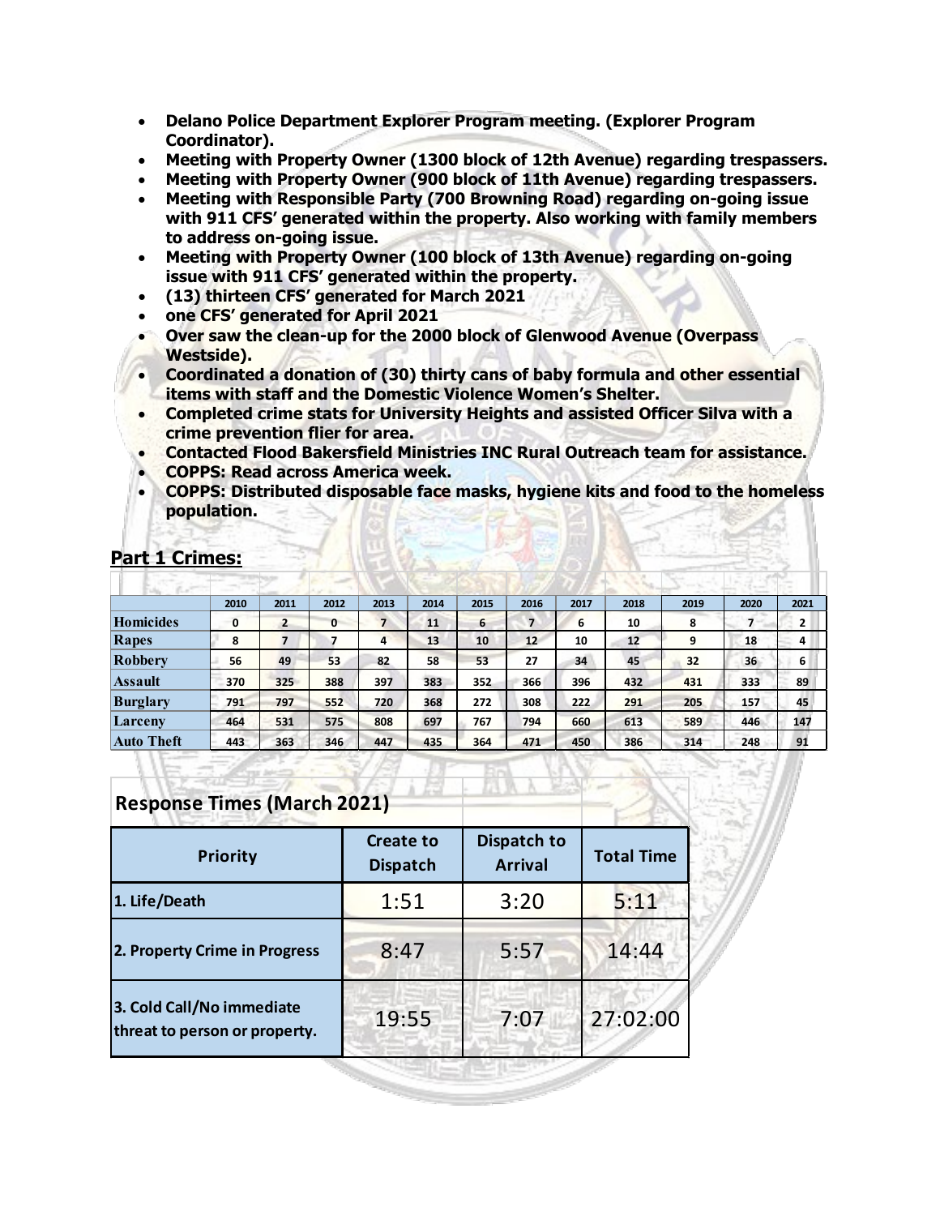- **Delano Police Department Explorer Program meeting. (Explorer Program Coordinator).**
- **Meeting with Property Owner (1300 block of 12th Avenue) regarding trespassers.**
- **Meeting with Property Owner (900 block of 11th Avenue) regarding trespassers.**
- **Meeting with Responsible Party (700 Browning Road) regarding on-going issue with 911 CFS' generated within the property. Also working with family members to address on-going issue.**
- **Meeting with Property Owner (100 block of 13th Avenue) regarding on-going issue with 911 CFS' generated within the property.**
- **(13) thirteen CFS' generated for March 2021**
- **one CFS' generated for April 2021**
- **Over saw the clean-up for the 2000 block of Glenwood Avenue (Overpass Westside).**
- **Coordinated a donation of (30) thirty cans of baby formula and other essential items with staff and the Domestic Violence Women's Shelter.**
- **Completed crime stats for University Heights and assisted Officer Silva with a crime prevention flier for area.**
- **Contacted Flood Bakersfield Ministries INC Rural Outreach team for assistance.**
- **COPPS: Read across America week.**
- **COPPS: Distributed disposable face masks, hygiene kits and food to the homeless population.**

## Part 1 Crimes:

| | 2010 | 2011 | 2012 | 2013 | 2014 | 2015 | 2016 | 2017 | 2018 | 2019 | 2020 | 2021 |
|---|---|---|---|---|---|---|---|---|---|---|---|---|
| Homicides | 0 | 2 | 0 | 7 | 11 | 6 | 7 | 6 | 10 | 8 | 7 | 2 |
| Rapes | 8 | 7 | 7 | 4 | 13 | 10 | 12 | 10 | 12 | 9 | 18 | 4 |
| Robbery | 56 | 49 | 53 | 82 | 58 | 53 | 27 | 34 | 45 | 32 | 36 | 6 |
| Assault | 370 | 325 | 388 | 397 | 383 | 352 | 366 | 396 | 432 | 431 | 333 | 89 |
| Burglary | 791 | 797 | 552 | 720 | 368 | 272 | 308 | 222 | 291 | 205 | 157 | 45 |
| Larceny | 464 | 531 | 575 | 808 | 697 | 767 | 794 | 660 | 613 | 589 | 446 | 147 |
| Auto Theft | 443 | 363 | 346 | 447 | 435 | 364 | 471 | 450 | 386 | 314 | 248 | 91 |

## Response Times (March 2021)

| Priority | Create to Dispatch | Dispatch to Arrival | Total Time |
|---|---|---|---|
| 1. Life/Death | 1:51 | 3:20 | 5:11 |
| 2. Property Crime in Progress | 8:47 | 5:57 | 14:44 |
| 3. Cold Call/No immediate threat to person or property. | 19:55 | 7:07 | 27:02:00 |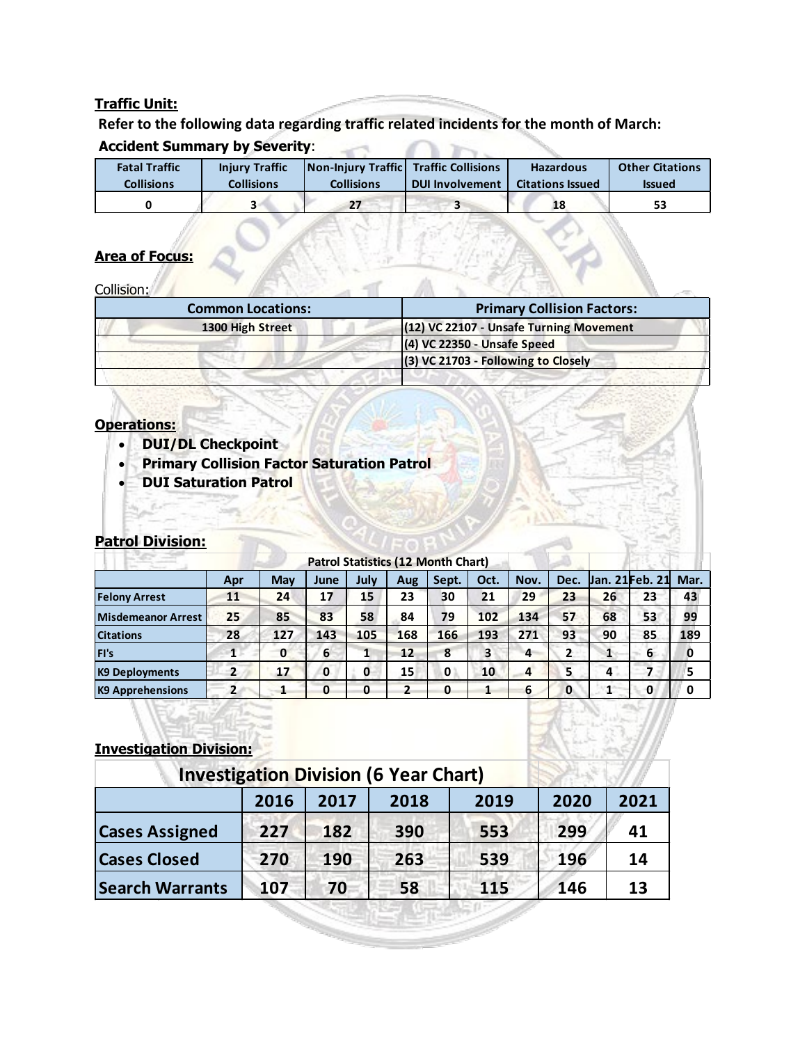## Traffic Unit:

**Refer to the following data regarding traffic related incidents for the month of March:**

**Accident Summary by Severity**:

| Fatal Traffic Collisions | Injury Traffic Collisions | Non-Injury Traffic Collisions | Traffic Collisions DUI Involvement | Hazardous Citations Issued | Other Citations Issued |
|---|---|---|---|---|---|
| 0 | 3 | 27 | 3 | 18 | 53 |

## Area of Focus:

Collision:

| Common Locations: | Primary Collision Factors: |
|---|---|
| 1300 High Street | (12) VC 22107 - Unsafe Turning Movement |
| | (4) VC 22350 - Unsafe Speed |
| | (3) VC 21703 - Following to Closely |
| | |

## Operations:

- **DUI/DL Checkpoint**
- **Primary Collision Factor Saturation Patrol**
- **DUI Saturation Patrol**

## Patrol Division:

**Patrol Statistics (12 Month Chart)**

| | Apr | May | June | July | Aug | Sept. | Oct. | Nov. | Dec. | Jan. 21 | Feb. 21 | Mar. |
|---|---|---|---|---|---|---|---|---|---|---|---|---|
| Felony Arrest | 11 | 24 | 17 | 15 | 23 | 30 | 21 | 29 | 23 | 26 | 23 | 43 |
| Misdemeanor Arrest | 25 | 85 | 83 | 58 | 84 | 79 | 102 | 134 | 57 | 68 | 53 | 99 |
| Citations | 28 | 127 | 143 | 105 | 168 | 166 | 193 | 271 | 93 | 90 | 85 | 189 |
| FI's | 1 | 0 | 6 | 1 | 12 | 8 | 3 | 4 | 2 | 1 | 6 | 0 |
| K9 Deployments | 2 | 17 | 0 | 0 | 15 | 0 | 10 | 4 | 5 | 4 | 7 | 5 |
| K9 Apprehensions | 2 | 1 | 0 | 0 | 2 | 0 | 1 | 6 | 0 | 1 | 0 | 0 |

## Investigation Division:

**Investigation Division (6 Year Chart)**

| | 2016 | 2017 | 2018 | 2019 | 2020 | 2021 |
|---|---|---|---|---|---|---|
| Cases Assigned | 227 | 182 | 390 | 553 | 299 | 41 |
| Cases Closed | 270 | 190 | 263 | 539 | 196 | 14 |
| Search Warrants | 107 | 70 | 58 | 115 | 146 | 13 |